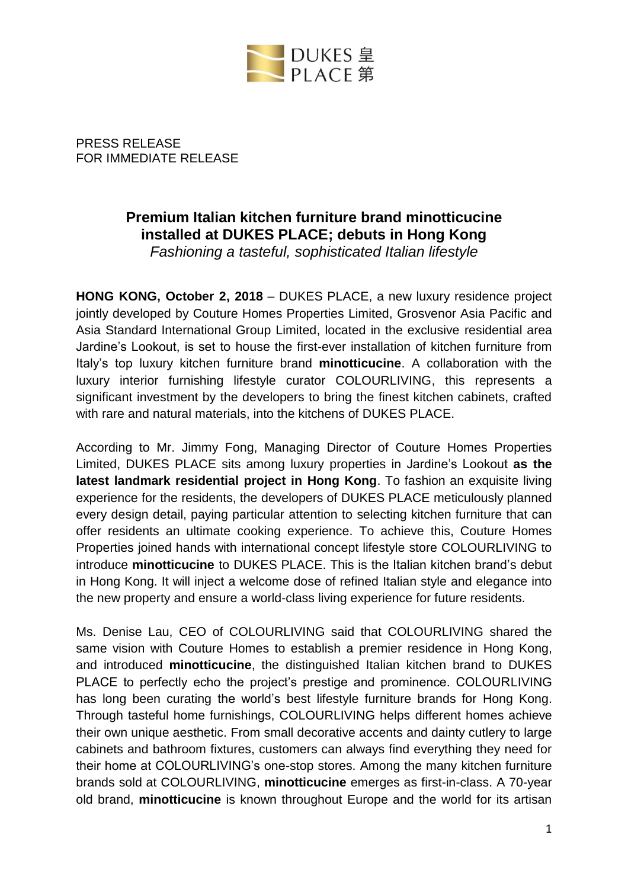DUKES 皇
PLACE 第

PRESS RELEASE
FOR IMMEDIATE RELEASE

# Premium Italian kitchen furniture brand minotticucine installed at DUKES PLACE; debuts in Hong Kong

*Fashioning a tasteful, sophisticated Italian lifestyle*

**HONG KONG, October 2, 2018** – DUKES PLACE, a new luxury residence project jointly developed by Couture Homes Properties Limited, Grosvenor Asia Pacific and Asia Standard International Group Limited, located in the exclusive residential area Jardine's Lookout, is set to house the first-ever installation of kitchen furniture from Italy's top luxury kitchen furniture brand **minotticucine**. A collaboration with the luxury interior furnishing lifestyle curator COLOURLIVING, this represents a significant investment by the developers to bring the finest kitchen cabinets, crafted with rare and natural materials, into the kitchens of DUKES PLACE.

According to Mr. Jimmy Fong, Managing Director of Couture Homes Properties Limited, DUKES PLACE sits among luxury properties in Jardine's Lookout **as the latest landmark residential project in Hong Kong**. To fashion an exquisite living experience for the residents, the developers of DUKES PLACE meticulously planned every design detail, paying particular attention to selecting kitchen furniture that can offer residents an ultimate cooking experience. To achieve this, Couture Homes Properties joined hands with international concept lifestyle store COLOURLIVING to introduce **minotticucine** to DUKES PLACE. This is the Italian kitchen brand's debut in Hong Kong. It will inject a welcome dose of refined Italian style and elegance into the new property and ensure a world-class living experience for future residents.

Ms. Denise Lau, CEO of COLOURLIVING said that COLOURLIVING shared the same vision with Couture Homes to establish a premier residence in Hong Kong, and introduced **minotticucine**, the distinguished Italian kitchen brand to DUKES PLACE to perfectly echo the project's prestige and prominence. COLOURLIVING has long been curating the world's best lifestyle furniture brands for Hong Kong. Through tasteful home furnishings, COLOURLIVING helps different homes achieve their own unique aesthetic. From small decorative accents and dainty cutlery to large cabinets and bathroom fixtures, customers can always find everything they need for their home at COLOURLIVING's one-stop stores. Among the many kitchen furniture brands sold at COLOURLIVING, **minotticucine** emerges as first-in-class. A 70-year old brand, **minotticucine** is known throughout Europe and the world for its artisan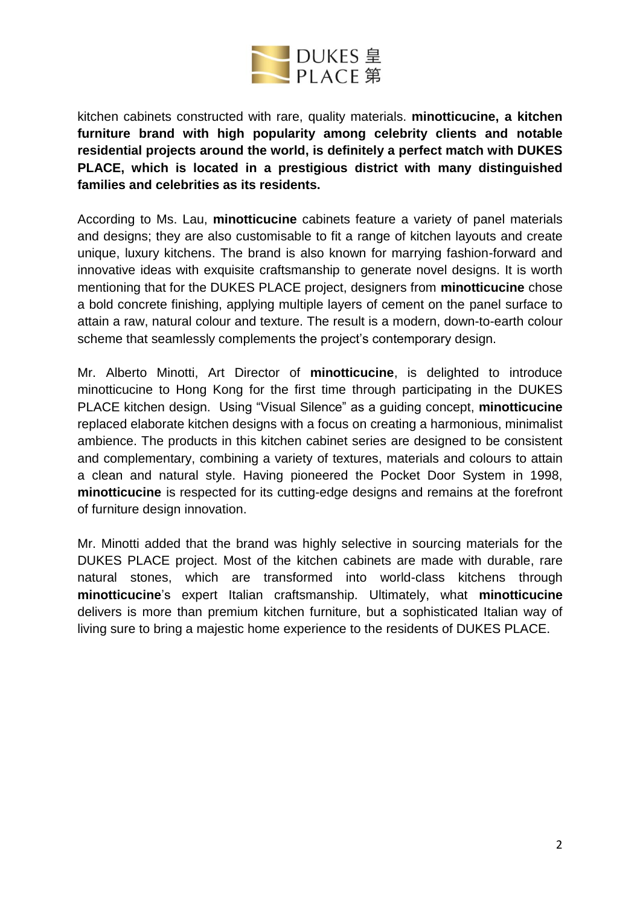kitchen cabinets constructed with rare, quality materials. **minotticucine, a kitchen furniture brand with high popularity among celebrity clients and notable residential projects around the world, is definitely a perfect match with DUKES PLACE, which is located in a prestigious district with many distinguished families and celebrities as its residents.**

According to Ms. Lau, **minotticucine** cabinets feature a variety of panel materials and designs; they are also customisable to fit a range of kitchen layouts and create unique, luxury kitchens. The brand is also known for marrying fashion-forward and innovative ideas with exquisite craftsmanship to generate novel designs. It is worth mentioning that for the DUKES PLACE project, designers from **minotticucine** chose a bold concrete finishing, applying multiple layers of cement on the panel surface to attain a raw, natural colour and texture. The result is a modern, down-to-earth colour scheme that seamlessly complements the project's contemporary design.

Mr. Alberto Minotti, Art Director of **minotticucine**, is delighted to introduce minotticucine to Hong Kong for the first time through participating in the DUKES PLACE kitchen design. Using "Visual Silence" as a guiding concept, **minotticucine** replaced elaborate kitchen designs with a focus on creating a harmonious, minimalist ambience. The products in this kitchen cabinet series are designed to be consistent and complementary, combining a variety of textures, materials and colours to attain a clean and natural style. Having pioneered the Pocket Door System in 1998, **minotticucine** is respected for its cutting-edge designs and remains at the forefront of furniture design innovation.

Mr. Minotti added that the brand was highly selective in sourcing materials for the DUKES PLACE project. Most of the kitchen cabinets are made with durable, rare natural stones, which are transformed into world-class kitchens through **minotticucine**'s expert Italian craftsmanship. Ultimately, what **minotticucine** delivers is more than premium kitchen furniture, but a sophisticated Italian way of living sure to bring a majestic home experience to the residents of DUKES PLACE.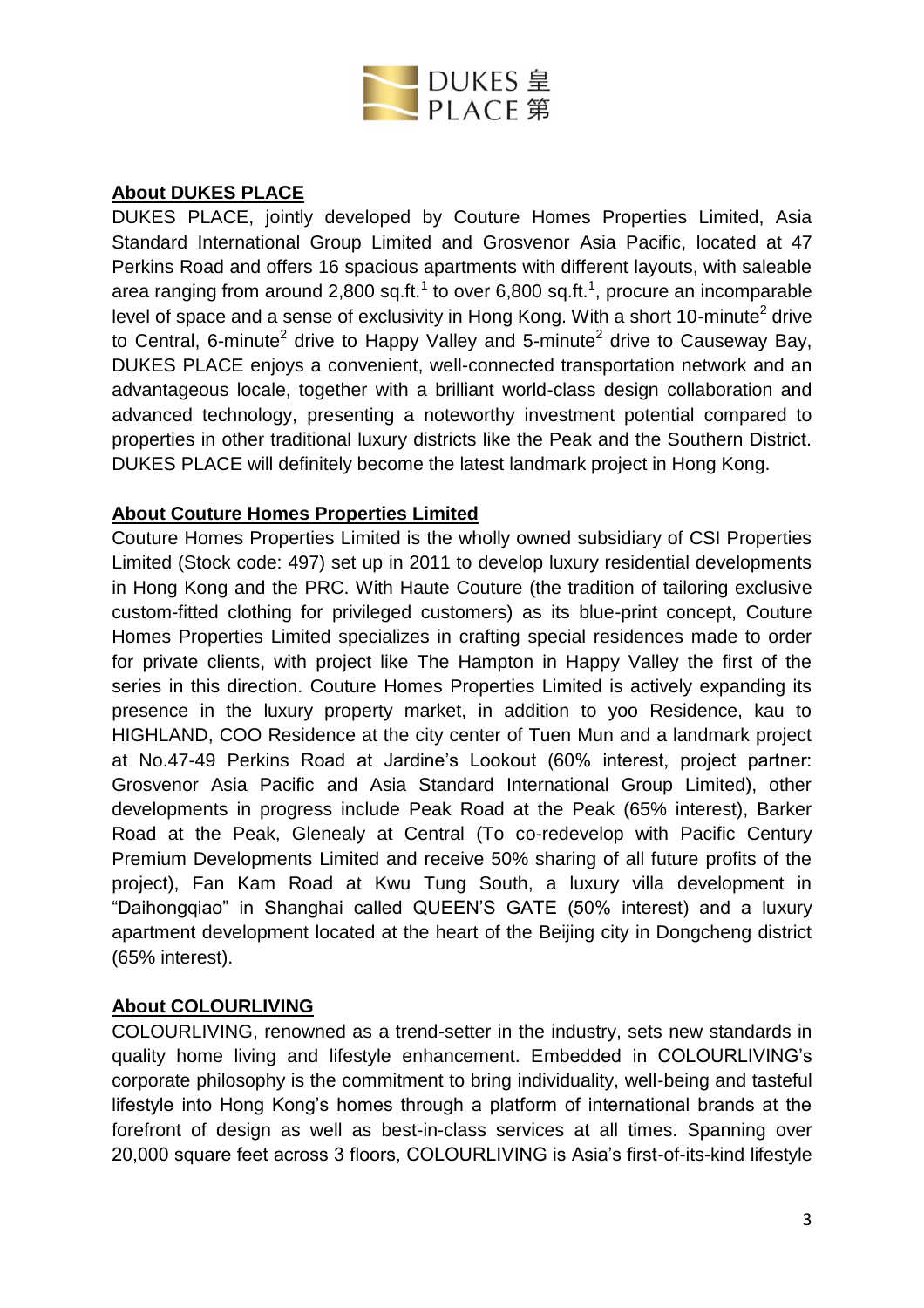## About DUKES PLACE

DUKES PLACE, jointly developed by Couture Homes Properties Limited, Asia Standard International Group Limited and Grosvenor Asia Pacific, located at 47 Perkins Road and offers 16 spacious apartments with different layouts, with saleable area ranging from around 2,800 sq.ft.[1] to over 6,800 sq.ft.[1], procure an incomparable level of space and a sense of exclusivity in Hong Kong. With a short 10-minute[2] drive to Central, 6-minute[2] drive to Happy Valley and 5-minute[2] drive to Causeway Bay, DUKES PLACE enjoys a convenient, well-connected transportation network and an advantageous locale, together with a brilliant world-class design collaboration and advanced technology, presenting a noteworthy investment potential compared to properties in other traditional luxury districts like the Peak and the Southern District. DUKES PLACE will definitely become the latest landmark project in Hong Kong.

## About Couture Homes Properties Limited

Couture Homes Properties Limited is the wholly owned subsidiary of CSI Properties Limited (Stock code: 497) set up in 2011 to develop luxury residential developments in Hong Kong and the PRC. With Haute Couture (the tradition of tailoring exclusive custom-fitted clothing for privileged customers) as its blue-print concept, Couture Homes Properties Limited specializes in crafting special residences made to order for private clients, with project like The Hampton in Happy Valley the first of the series in this direction. Couture Homes Properties Limited is actively expanding its presence in the luxury property market, in addition to yoo Residence, kau to HIGHLAND, COO Residence at the city center of Tuen Mun and a landmark project at No.47-49 Perkins Road at Jardine's Lookout (60% interest, project partner: Grosvenor Asia Pacific and Asia Standard International Group Limited), other developments in progress include Peak Road at the Peak (65% interest), Barker Road at the Peak, Glenealy at Central (To co-redevelop with Pacific Century Premium Developments Limited and receive 50% sharing of all future profits of the project), Fan Kam Road at Kwu Tung South, a luxury villa development in "Daihongqiao" in Shanghai called QUEEN'S GATE (50% interest) and a luxury apartment development located at the heart of the Beijing city in Dongcheng district (65% interest).

## About COLOURLIVING

COLOURLIVING, renowned as a trend-setter in the industry, sets new standards in quality home living and lifestyle enhancement. Embedded in COLOURLIVING's corporate philosophy is the commitment to bring individuality, well-being and tasteful lifestyle into Hong Kong's homes through a platform of international brands at the forefront of design as well as best-in-class services at all times. Spanning over 20,000 square feet across 3 floors, COLOURLIVING is Asia's first-of-its-kind lifestyle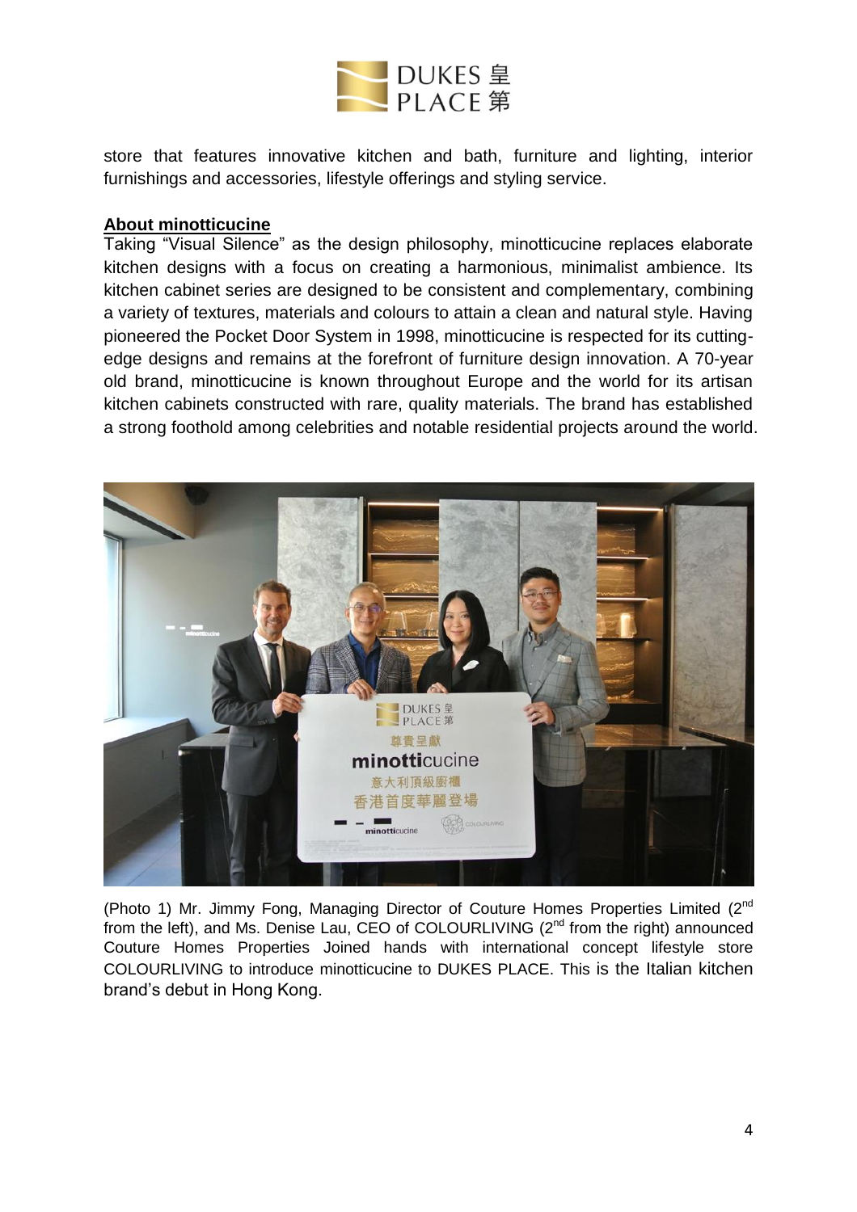store that features innovative kitchen and bath, furniture and lighting, interior furnishings and accessories, lifestyle offerings and styling service.

**About minotticucine**

Taking "Visual Silence" as the design philosophy, minotticucine replaces elaborate kitchen designs with a focus on creating a harmonious, minimalist ambience. Its kitchen cabinet series are designed to be consistent and complementary, combining a variety of textures, materials and colours to attain a clean and natural style. Having pioneered the Pocket Door System in 1998, minotticucine is respected for its cutting-edge designs and remains at the forefront of furniture design innovation. A 70-year old brand, minotticucine is known throughout Europe and the world for its artisan kitchen cabinets constructed with rare, quality materials. The brand has established a strong foothold among celebrities and notable residential projects around the world.

(Photo 1) Mr. Jimmy Fong, Managing Director of Couture Homes Properties Limited (2nd from the left), and Ms. Denise Lau, CEO of COLOURLIVING (2nd from the right) announced Couture Homes Properties Joined hands with international concept lifestyle store COLOURLIVING to introduce minotticucine to DUKES PLACE. This is the Italian kitchen brand's debut in Hong Kong.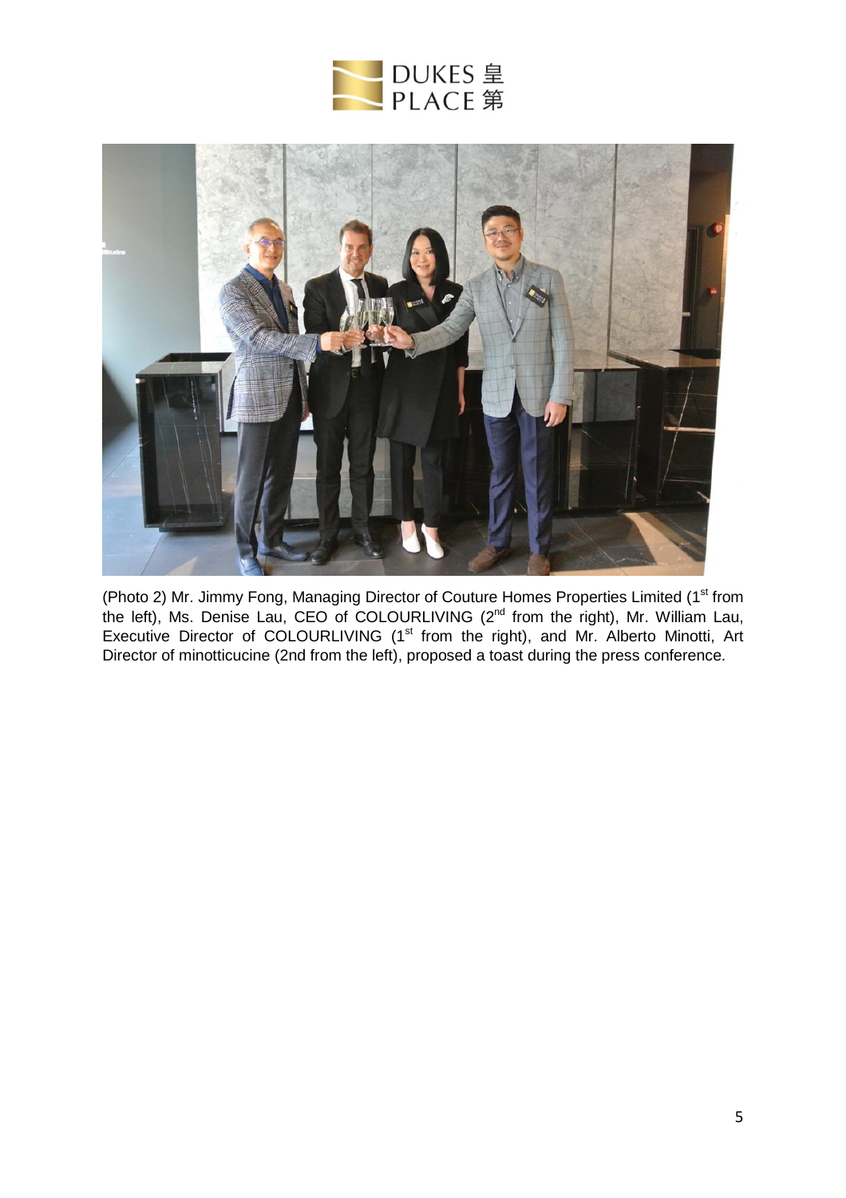(Photo 2) Mr. Jimmy Fong, Managing Director of Couture Homes Properties Limited (1st from the left), Ms. Denise Lau, CEO of COLOURLIVING (2nd from the right), Mr. William Lau, Executive Director of COLOURLIVING (1st from the right), and Mr. Alberto Minotti, Art Director of minotticucine (2nd from the left), proposed a toast during the press conference.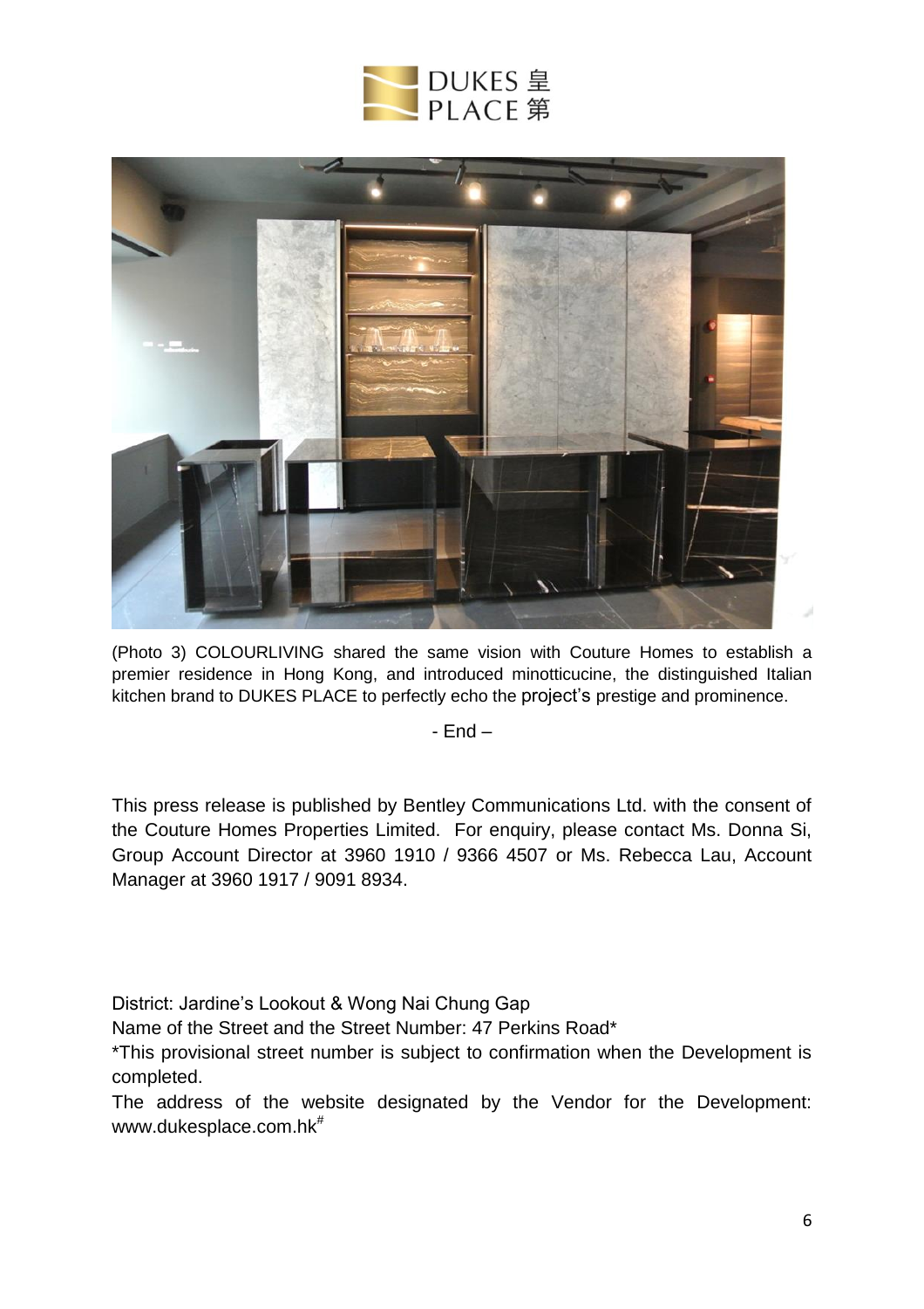(Photo 3) COLOURLIVING shared the same vision with Couture Homes to establish a premier residence in Hong Kong, and introduced minotticucine, the distinguished Italian kitchen brand to DUKES PLACE to perfectly echo the project's prestige and prominence.

- End –

This press release is published by Bentley Communications Ltd. with the consent of the Couture Homes Properties Limited. For enquiry, please contact Ms. Donna Si, Group Account Director at 3960 1910 / 9366 4507 or Ms. Rebecca Lau, Account Manager at 3960 1917 / 9091 8934.

District: Jardine's Lookout & Wong Nai Chung Gap

Name of the Street and the Street Number: 47 Perkins Road*

*This provisional street number is subject to confirmation when the Development is completed.

The address of the website designated by the Vendor for the Development: www.dukesplace.com.hk#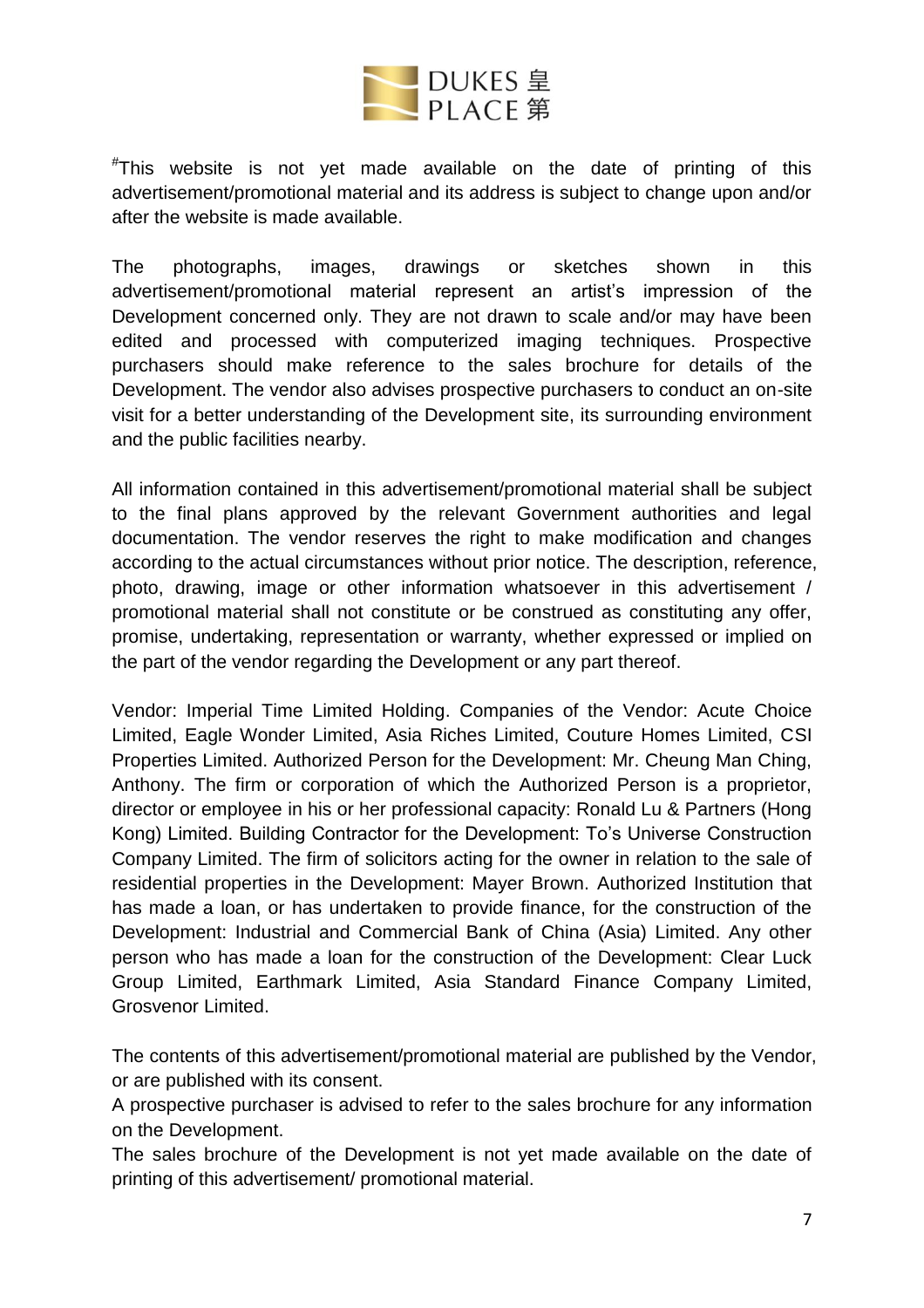[#]This website is not yet made available on the date of printing of this advertisement/promotional material and its address is subject to change upon and/or after the website is made available.

The photographs, images, drawings or sketches shown in this advertisement/promotional material represent an artist's impression of the Development concerned only. They are not drawn to scale and/or may have been edited and processed with computerized imaging techniques. Prospective purchasers should make reference to the sales brochure for details of the Development. The vendor also advises prospective purchasers to conduct an on-site visit for a better understanding of the Development site, its surrounding environment and the public facilities nearby.

All information contained in this advertisement/promotional material shall be subject to the final plans approved by the relevant Government authorities and legal documentation. The vendor reserves the right to make modification and changes according to the actual circumstances without prior notice. The description, reference, photo, drawing, image or other information whatsoever in this advertisement / promotional material shall not constitute or be construed as constituting any offer, promise, undertaking, representation or warranty, whether expressed or implied on the part of the vendor regarding the Development or any part thereof.

Vendor: Imperial Time Limited Holding. Companies of the Vendor: Acute Choice Limited, Eagle Wonder Limited, Asia Riches Limited, Couture Homes Limited, CSI Properties Limited. Authorized Person for the Development: Mr. Cheung Man Ching, Anthony. The firm or corporation of which the Authorized Person is a proprietor, director or employee in his or her professional capacity: Ronald Lu & Partners (Hong Kong) Limited. Building Contractor for the Development: To's Universe Construction Company Limited. The firm of solicitors acting for the owner in relation to the sale of residential properties in the Development: Mayer Brown. Authorized Institution that has made a loan, or has undertaken to provide finance, for the construction of the Development: Industrial and Commercial Bank of China (Asia) Limited. Any other person who has made a loan for the construction of the Development: Clear Luck Group Limited, Earthmark Limited, Asia Standard Finance Company Limited, Grosvenor Limited.

The contents of this advertisement/promotional material are published by the Vendor, or are published with its consent.

A prospective purchaser is advised to refer to the sales brochure for any information on the Development.

The sales brochure of the Development is not yet made available on the date of printing of this advertisement/ promotional material.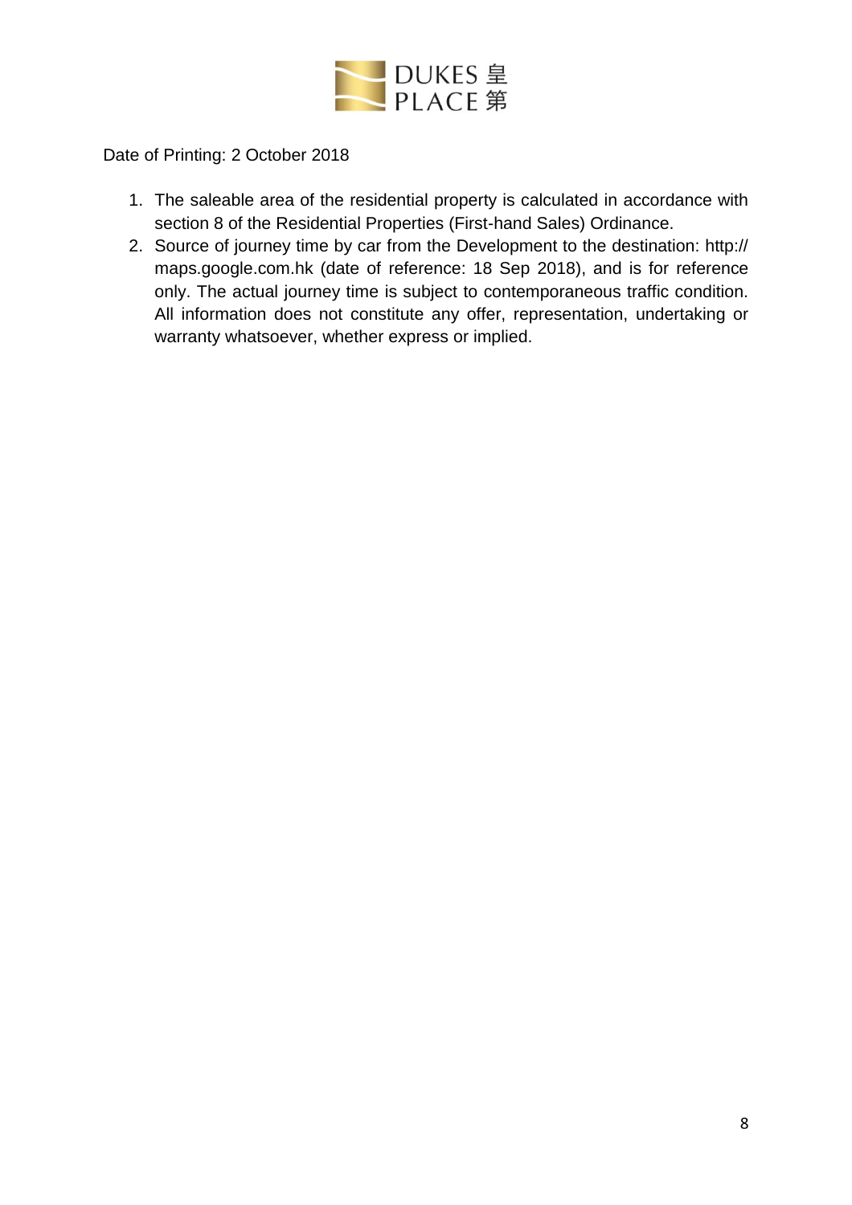DUKES 皇
PLACE 第

Date of Printing: 2 October 2018

1. The saleable area of the residential property is calculated in accordance with section 8 of the Residential Properties (First-hand Sales) Ordinance.
2. Source of journey time by car from the Development to the destination: http://maps.google.com.hk (date of reference: 18 Sep 2018), and is for reference only. The actual journey time is subject to contemporaneous traffic condition. All information does not constitute any offer, representation, undertaking or warranty whatsoever, whether express or implied.